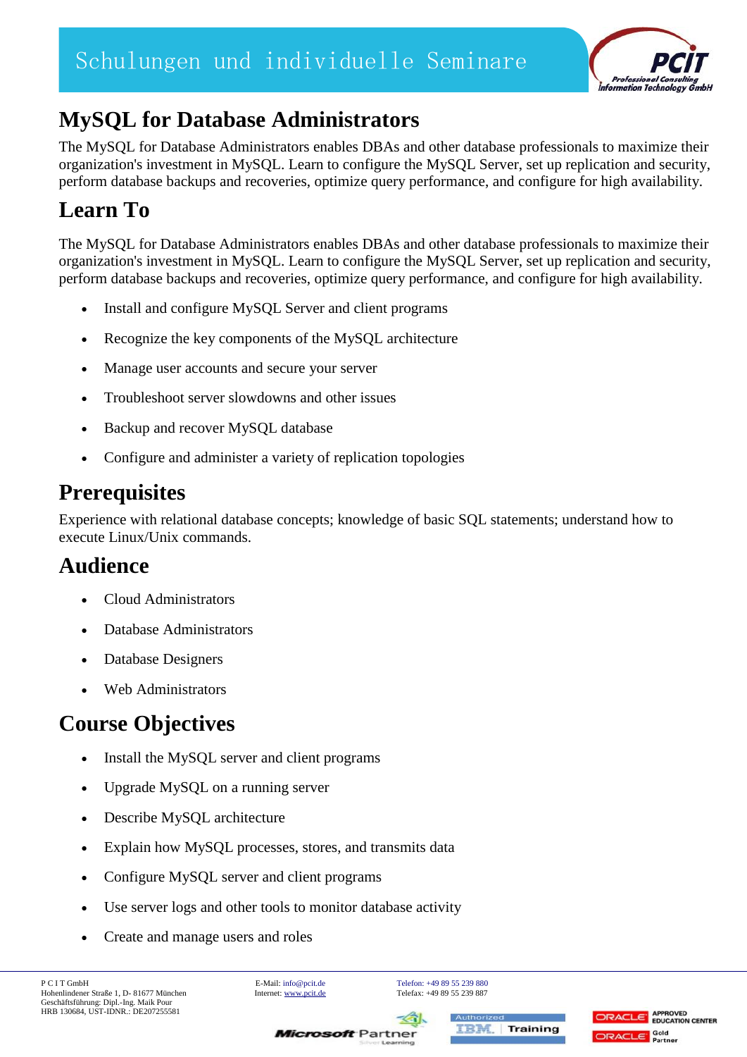# MySQL for Database Administrators

The MySQL for Database Administrators enables DBAs and other database professionals to maximize their organization's investment in MySQL. Learn to configure the MySQL Server, set up replication and security, perform database backups and recoveries, optimize query performance, and configure for high availability.

## Learn To

The MySQL for Database Administrators enables DBAs and other database professionals to maximize their organization's investment in MySQL. Learn to configure the MySQL Server, set up replication and security, perform database backups and recoveries, optimize query performance, and configure for high availability.

- Install and configure MySQL Server and client programs
- Recognize the key components of the MySQL architecture
- Manage user accounts and secure your server
- Troubleshoot server slowdowns and other issues
- Backup and recover MySQL database
- Configure and administer a variety of replication topologies

## Prerequisites

Experience with relational database concepts; knowledge of basic SQL statements; understand how to execute Linux/Unix commands.

## Audience

- Cloud Administrators
- Database Administrators
- Database Designers
- Web Administrators

## Course Objectives

- Install the MySQL server and client programs
- Upgrade MySQL on a running server
- Describe MySQL architecture
- Explain how MySQL processes, stores, and transmits data
- Configure MySQL server and client programs
- Use server logs and other tools to monitor database activity
- Create and manage users and roles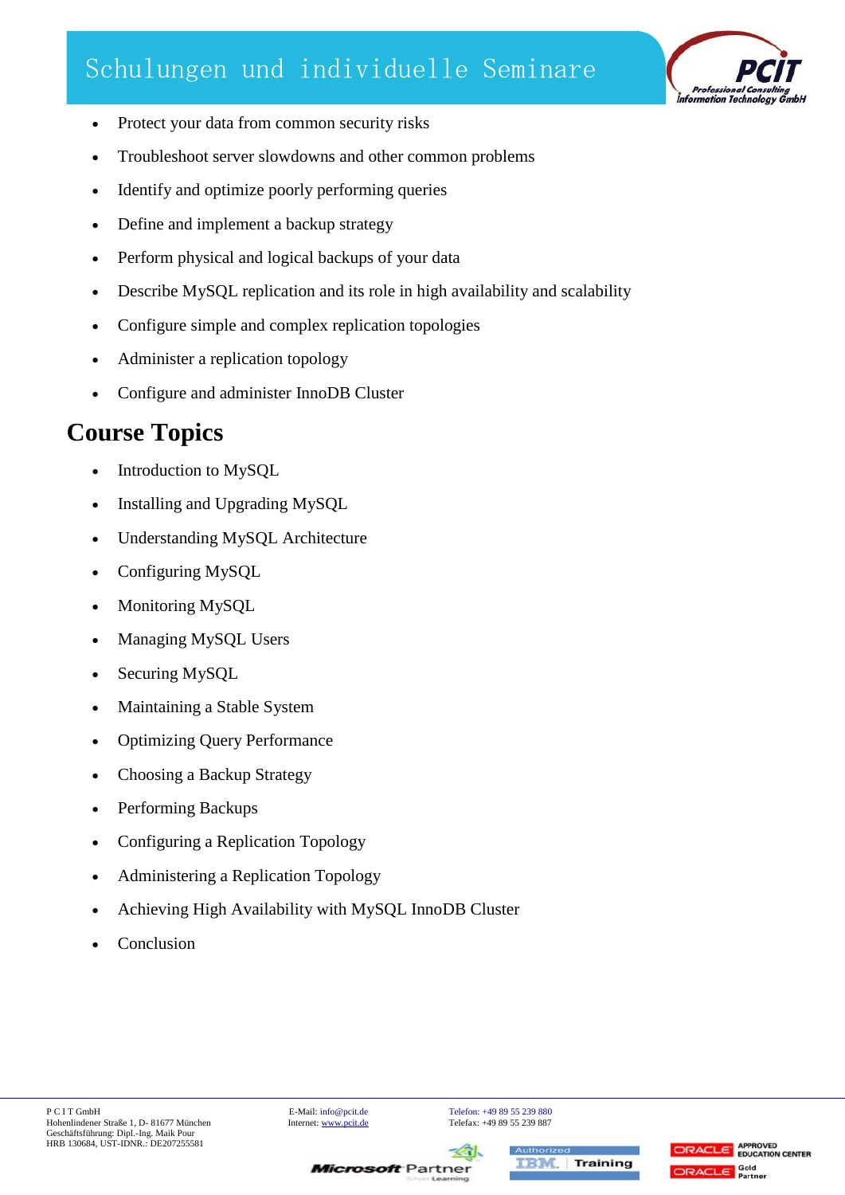- Protect your data from common security risks
- Troubleshoot server slowdowns and other common problems
- Identify and optimize poorly performing queries
- Define and implement a backup strategy
- Perform physical and logical backups of your data
- Describe MySQL replication and its role in high availability and scalability
- Configure simple and complex replication topologies
- Administer a replication topology
- Configure and administer InnoDB Cluster

## Course Topics

- Introduction to MySQL
- Installing and Upgrading MySQL
- Understanding MySQL Architecture
- Configuring MySQL
- Monitoring MySQL
- Managing MySQL Users
- Securing MySQL
- Maintaining a Stable System
- Optimizing Query Performance
- Choosing a Backup Strategy
- Performing Backups
- Configuring a Replication Topology
- Administering a Replication Topology
- Achieving High Availability with MySQL InnoDB Cluster
- Conclusion